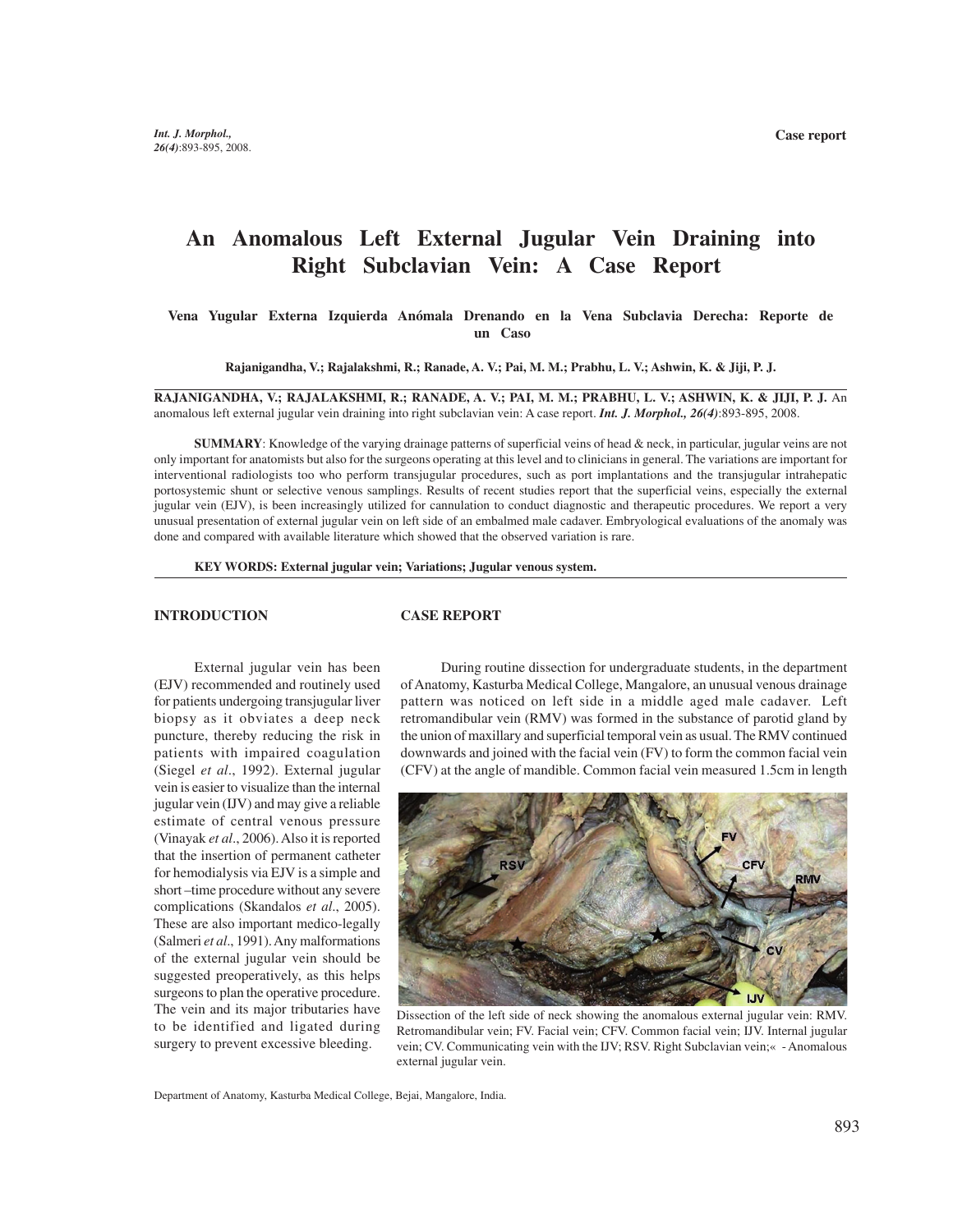# An Anomalous Left External Jugular Vein Draining into Right Subclavian Vein: A Case Report

**Vena Yugular Externa Izquierda Anómala Drenando en la Vena Subclavia Derecha: Reporte de un Caso**

**Rajanigandha, V.; Rajalakshmi, R.; Ranade, A. V.; Pai, M. M.; Prabhu, L. V.; Ashwin, K. & Jiji, P. J.**

**RAJANIGANDHA, V.; RAJALAKSHMI, R.; RANADE, A. V.; PAI, M. M.; PRABHU, L. V.; ASHWIN, K. & JIJI, P. J.** An anomalous left external jugular vein draining into right subclavian vein: A case report. ***Int. J. Morphol., 26(4)*:893-895, 2008.**

**SUMMARY**: Knowledge of the varying drainage patterns of superficial veins of head & neck, in particular, jugular veins are not only important for anatomists but also for the surgeons operating at this level and to clinicians in general. The variations are important for interventional radiologists too who perform transjugular procedures, such as port implantations and the transjugular intrahepatic portosystemic shunt or selective venous samplings. Results of recent studies report that the superficial veins, especially the external jugular vein (EJV), is been increasingly utilized for cannulation to conduct diagnostic and therapeutic procedures. We report a very unusual presentation of external jugular vein on left side of an embalmed male cadaver. Embryological evaluations of the anomaly was done and compared with available literature which showed that the observed variation is rare.

**KEY WORDS: External jugular vein; Variations; Jugular venous system.**

## INTRODUCTION

External jugular vein has been (EJV) recommended and routinely used for patients undergoing transjugular liver biopsy as it obviates a deep neck puncture, thereby reducing the risk in patients with impaired coagulation (Siegel *et al*., 1992). External jugular vein is easier to visualize than the internal jugular vein (IJV) and may give a reliable estimate of central venous pressure (Vinayak *et al*., 2006). Also it is reported that the insertion of permanent catheter for hemodialysis via EJV is a simple and short –time procedure without any severe complications (Skandalos *et al*., 2005). These are also important medico-legally (Salmeri *et al*., 1991). Any malformations of the external jugular vein should be suggested preoperatively, as this helps surgeons to plan the operative procedure. The vein and its major tributaries have to be identified and ligated during surgery to prevent excessive bleeding.

## CASE REPORT

During routine dissection for undergraduate students, in the department of Anatomy, Kasturba Medical College, Mangalore, an unusual venous drainage pattern was noticed on left side in a middle aged male cadaver. Left retromandibular vein (RMV) was formed in the substance of parotid gland by the union of maxillary and superficial temporal vein as usual. The RMV continued downwards and joined with the facial vein (FV) to form the common facial vein (CFV) at the angle of mandible. Common facial vein measured 1.5cm in length

Dissection of the left side of neck showing the anomalous external jugular vein: RMV. Retromandibular vein; FV. Facial vein; CFV. Common facial vein; IJV. Internal jugular vein; CV. Communicating vein with the IJV; RSV. Right Subclavian vein;« - Anomalous external jugular vein.

Department of Anatomy, Kasturba Medical College, Bejai, Mangalore, India.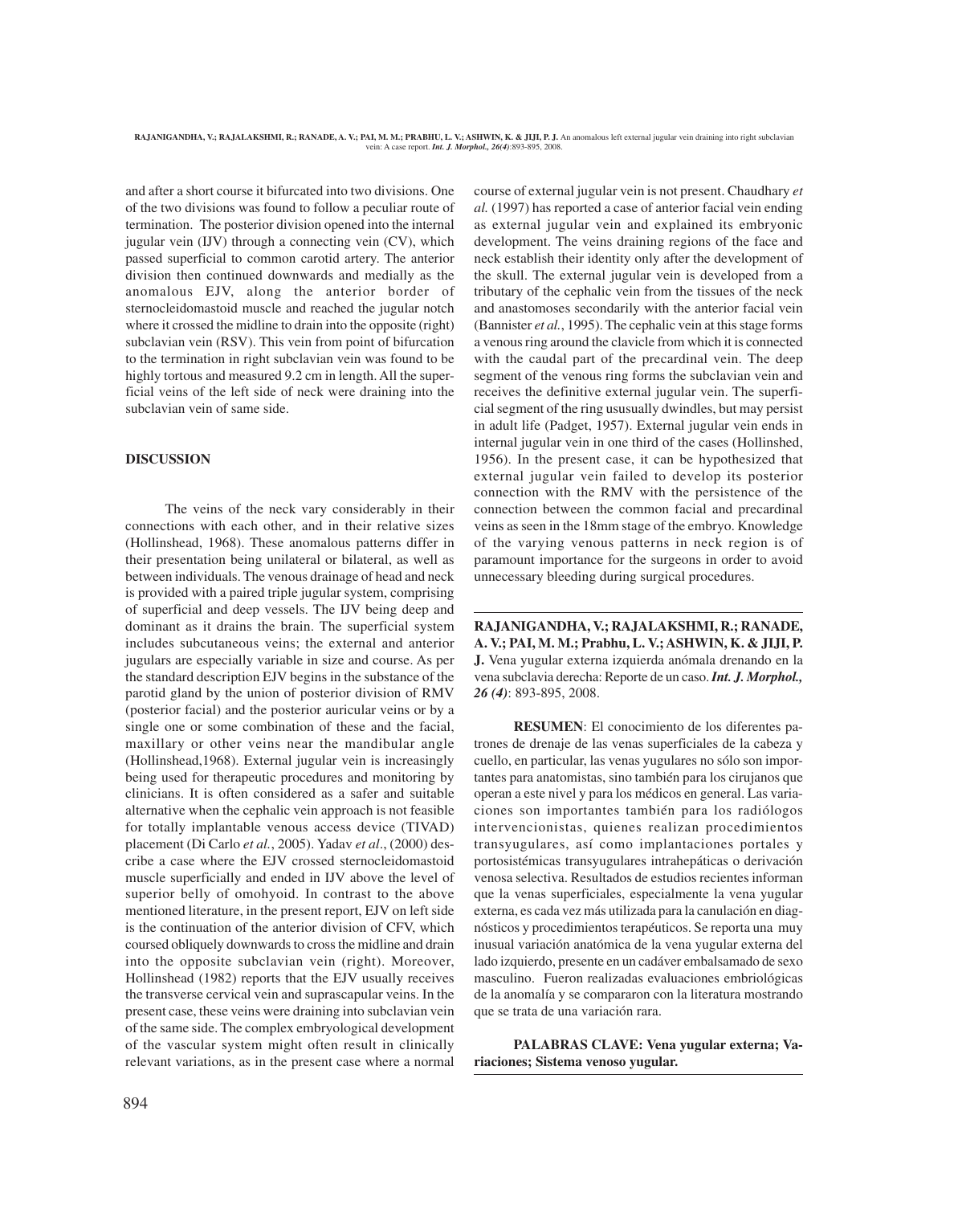and after a short course it bifurcated into two divisions. One of the two divisions was found to follow a peculiar route of termination. The posterior division opened into the internal jugular vein (IJV) through a connecting vein (CV), which passed superficial to common carotid artery. The anterior division then continued downwards and medially as the anomalous EJV, along the anterior border of sternocleidomastoid muscle and reached the jugular notch where it crossed the midline to drain into the opposite (right) subclavian vein (RSV). This vein from point of bifurcation to the termination in right subclavian vein was found to be highly tortous and measured 9.2 cm in length. All the superficial veins of the left side of neck were draining into the subclavian vein of same side.

## DISCUSSION

The veins of the neck vary considerably in their connections with each other, and in their relative sizes (Hollinshead, 1968). These anomalous patterns differ in their presentation being unilateral or bilateral, as well as between individuals. The venous drainage of head and neck is provided with a paired triple jugular system, comprising of superficial and deep vessels. The IJV being deep and dominant as it drains the brain. The superficial system includes subcutaneous veins; the external and anterior jugulars are especially variable in size and course. As per the standard description EJV begins in the substance of the parotid gland by the union of posterior division of RMV (posterior facial) and the posterior auricular veins or by a single one or some combination of these and the facial, maxillary or other veins near the mandibular angle (Hollinshead,1968). External jugular vein is increasingly being used for therapeutic procedures and monitoring by clinicians. It is often considered as a safer and suitable alternative when the cephalic vein approach is not feasible for totally implantable venous access device (TIVAD) placement (Di Carlo *et al.*, 2005). Yadav *et al*., (2000) describe a case where the EJV crossed sternocleidomastoid muscle superficially and ended in IJV above the level of superior belly of omohyoid. In contrast to the above mentioned literature, in the present report, EJV on left side is the continuation of the anterior division of CFV, which coursed obliquely downwards to cross the midline and drain into the opposite subclavian vein (right). Moreover, Hollinshead (1982) reports that the EJV usually receives the transverse cervical vein and suprascapular veins. In the present case, these veins were draining into subclavian vein of the same side. The complex embryological development of the vascular system might often result in clinically relevant variations, as in the present case where a normal course of external jugular vein is not present. Chaudhary *et al.* (1997) has reported a case of anterior facial vein ending as external jugular vein and explained its embryonic development. The veins draining regions of the face and neck establish their identity only after the development of the skull. The external jugular vein is developed from a tributary of the cephalic vein from the tissues of the neck and anastomoses secondarily with the anterior facial vein (Bannister *et al.*, 1995). The cephalic vein at this stage forms a venous ring around the clavicle from which it is connected with the caudal part of the precardinal vein. The deep segment of the venous ring forms the subclavian vein and receives the definitive external jugular vein. The superficial segment of the ring ususually dwindles, but may persist in adult life (Padget, 1957). External jugular vein ends in internal jugular vein in one third of the cases (Hollinshed, 1956). In the present case, it can be hypothesized that external jugular vein failed to develop its posterior connection with the RMV with the persistence of the connection between the common facial and precardinal veins as seen in the 18mm stage of the embryo. Knowledge of the varying venous patterns in neck region is of paramount importance for the surgeons in order to avoid unnecessary bleeding during surgical procedures.

---

**RAJANIGANDHA, V.; RAJALAKSHMI, R.; RANADE, A. V.; PAI, M. M.; Prabhu, L. V.; ASHWIN, K. & JIJI, P. J.** Vena yugular externa izquierda anómala drenando en la vena subclavia derecha: Reporte de un caso. ***Int. J. Morphol., 26 (4)***: 893-895, 2008.

**RESUMEN**: El conocimiento de los diferentes patrones de drenaje de las venas superficiales de la cabeza y cuello, en particular, las venas yugulares no sólo son importantes para anatomistas, sino también para los cirujanos que operan a este nivel y para los médicos en general. Las variaciones son importantes también para los radiólogos intervencionistas, quienes realizan procedimientos transyugulares, así como implantaciones portales y portosistémicas transyugulares intrahepáticas o derivación venosa selectiva. Resultados de estudios recientes informan que la venas superficiales, especialmente la vena yugular externa, es cada vez más utilizada para la canulación en diagnósticos y procedimientos terapéuticos. Se reporta una muy inusual variación anatómica de la vena yugular externa del lado izquierdo, presente en un cadáver embalsamado de sexo masculino. Fueron realizadas evaluaciones embriológicas de la anomalía y se compararon con la literatura mostrando que se trata de una variación rara.

**PALABRAS CLAVE: Vena yugular externa; Variaciones; Sistema venoso yugular.**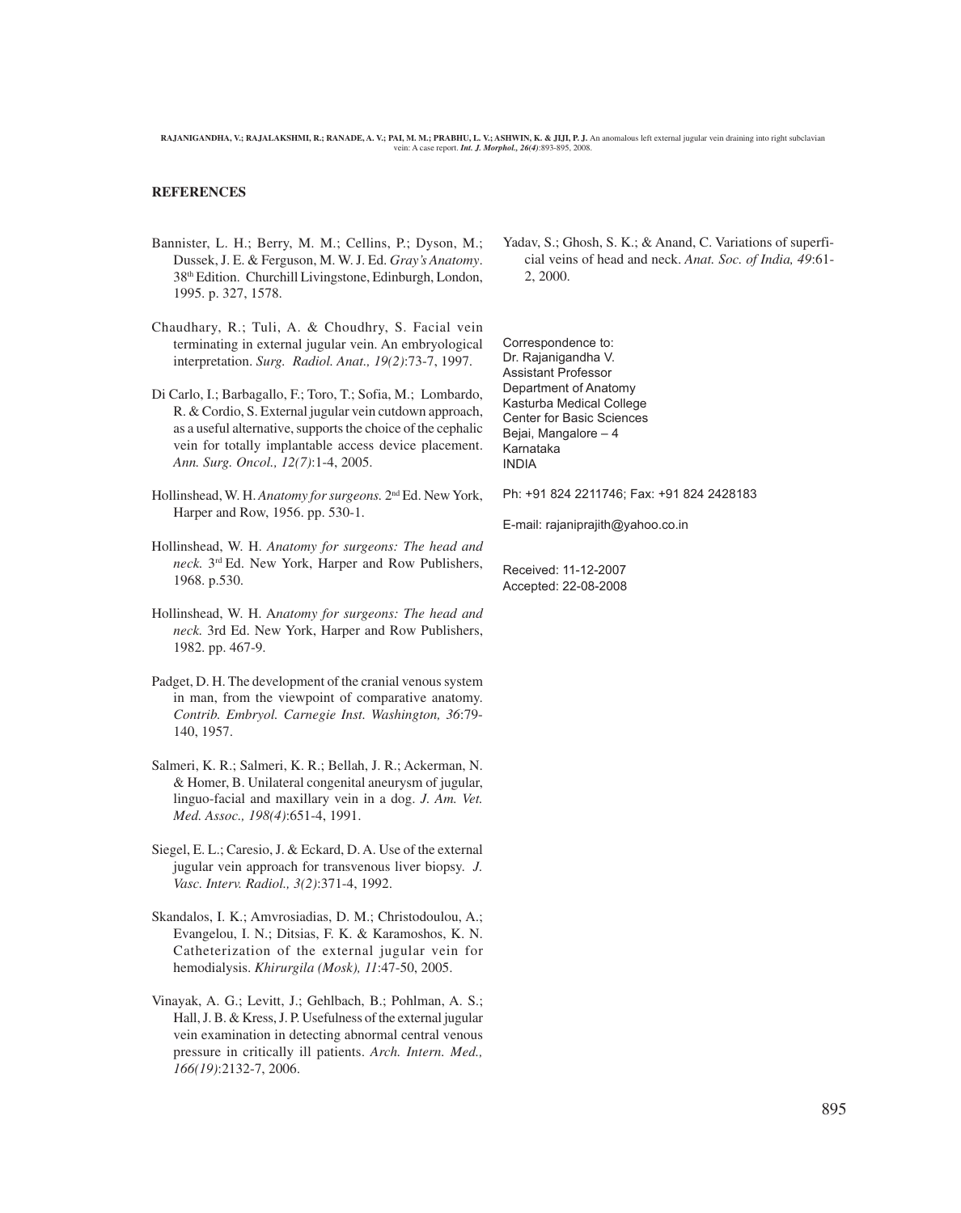## REFERENCES

Bannister, L. H.; Berry, M. M.; Cellins, P.; Dyson, M.; Dussek, J. E. & Ferguson, M. W. J. Ed. *Gray's Anatomy*. 38th Edition. Churchill Livingstone, Edinburgh, London, 1995. p. 327, 1578.

Chaudhary, R.; Tuli, A. & Choudhry, S. Facial vein terminating in external jugular vein. An embryological interpretation. *Surg. Radiol. Anat., 19(2)*:73-7, 1997.

Di Carlo, I.; Barbagallo, F.; Toro, T.; Sofia, M.; Lombardo, R. & Cordio, S. External jugular vein cutdown approach, as a useful alternative, supports the choice of the cephalic vein for totally implantable access device placement. *Ann. Surg. Oncol., 12(7)*:1-4, 2005.

Hollinshead, W. H. *Anatomy for surgeons.* 2nd Ed. New York, Harper and Row, 1956. pp. 530-1.

Hollinshead, W. H. *Anatomy for surgeons: The head and neck.* 3rd Ed. New York, Harper and Row Publishers, 1968. p.530.

Hollinshead, W. H. A*natomy for surgeons: The head and neck.* 3rd Ed. New York, Harper and Row Publishers, 1982. pp. 467-9.

Padget, D. H. The development of the cranial venous system in man, from the viewpoint of comparative anatomy. *Contrib. Embryol. Carnegie Inst. Washington, 36*:79-140, 1957.

Salmeri, K. R.; Salmeri, K. R.; Bellah, J. R.; Ackerman, N. & Homer, B. Unilateral congenital aneurysm of jugular, linguo-facial and maxillary vein in a dog. *J. Am. Vet. Med. Assoc., 198(4)*:651-4, 1991.

Siegel, E. L.; Caresio, J. & Eckard, D. A. Use of the external jugular vein approach for transvenous liver biopsy. *J. Vasc. Interv. Radiol., 3(2)*:371-4, 1992.

Skandalos, I. K.; Amvrosiadias, D. M.; Christodoulou, A.; Evangelou, I. N.; Ditsias, F. K. & Karamoshos, K. N. Catheterization of the external jugular vein for hemodialysis. *Khirurgila (Mosk), 11*:47-50, 2005.

Vinayak, A. G.; Levitt, J.; Gehlbach, B.; Pohlman, A. S.; Hall, J. B. & Kress, J. P. Usefulness of the external jugular vein examination in detecting abnormal central venous pressure in critically ill patients. *Arch. Intern. Med., 166(19)*:2132-7, 2006.

Yadav, S.; Ghosh, S. K.; & Anand, C. Variations of superficial veins of head and neck. *Anat. Soc. of India, 49*:61-2, 2000.

Correspondence to:
Dr. Rajanigandha V.
Assistant Professor
Department of Anatomy
Kasturba Medical College
Center for Basic Sciences
Bejai, Mangalore – 4
Karnataka
INDIA

Ph: +91 824 2211746; Fax: +91 824 2428183

E-mail: rajaniprajith@yahoo.co.in

Received: 11-12-2007
Accepted: 22-08-2008